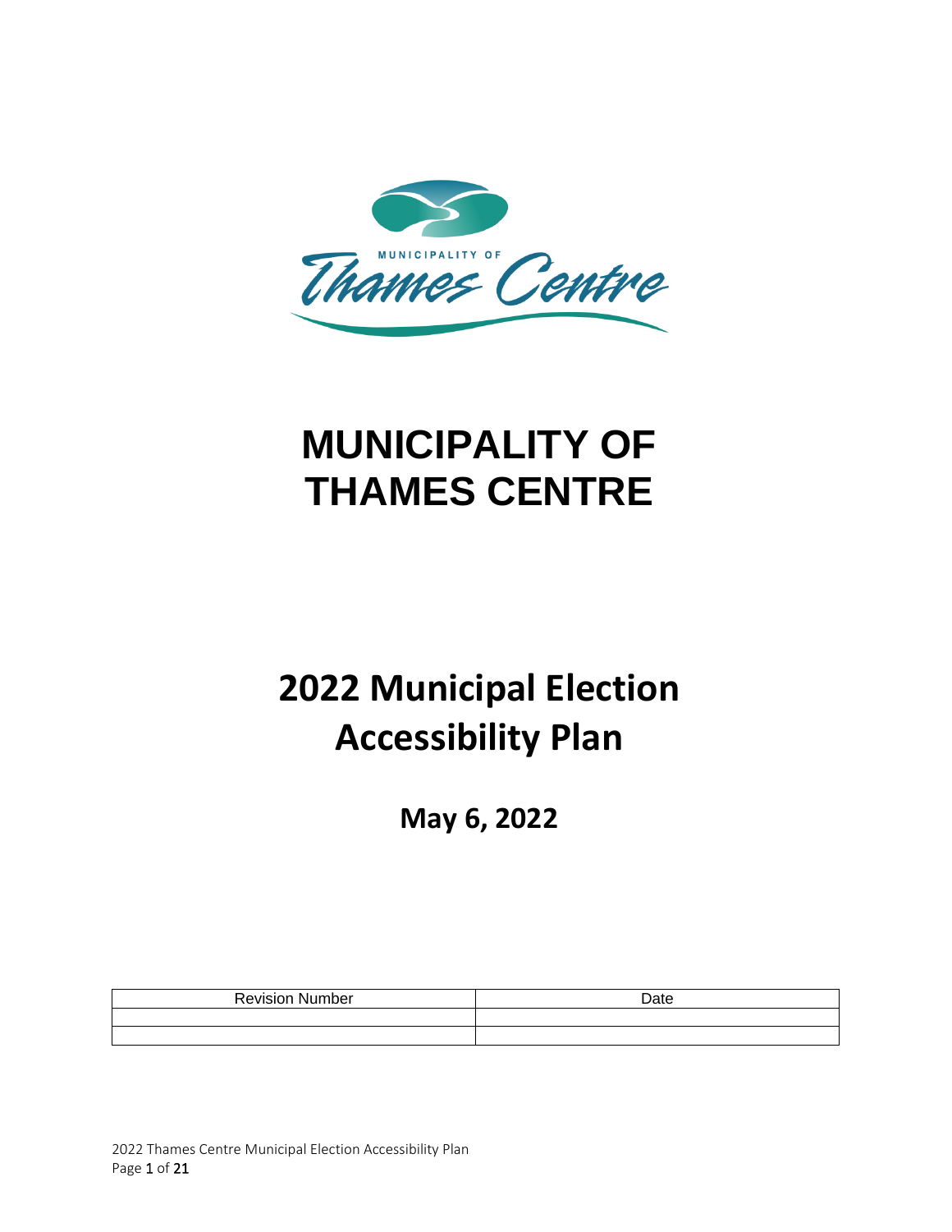# MUNICIPALITY OF THAMES CENTRE

## 2022 Municipal Election Accessibility Plan

**May 6, 2022**

| Revision Number | Date |
| --- | --- |
| | |
| | |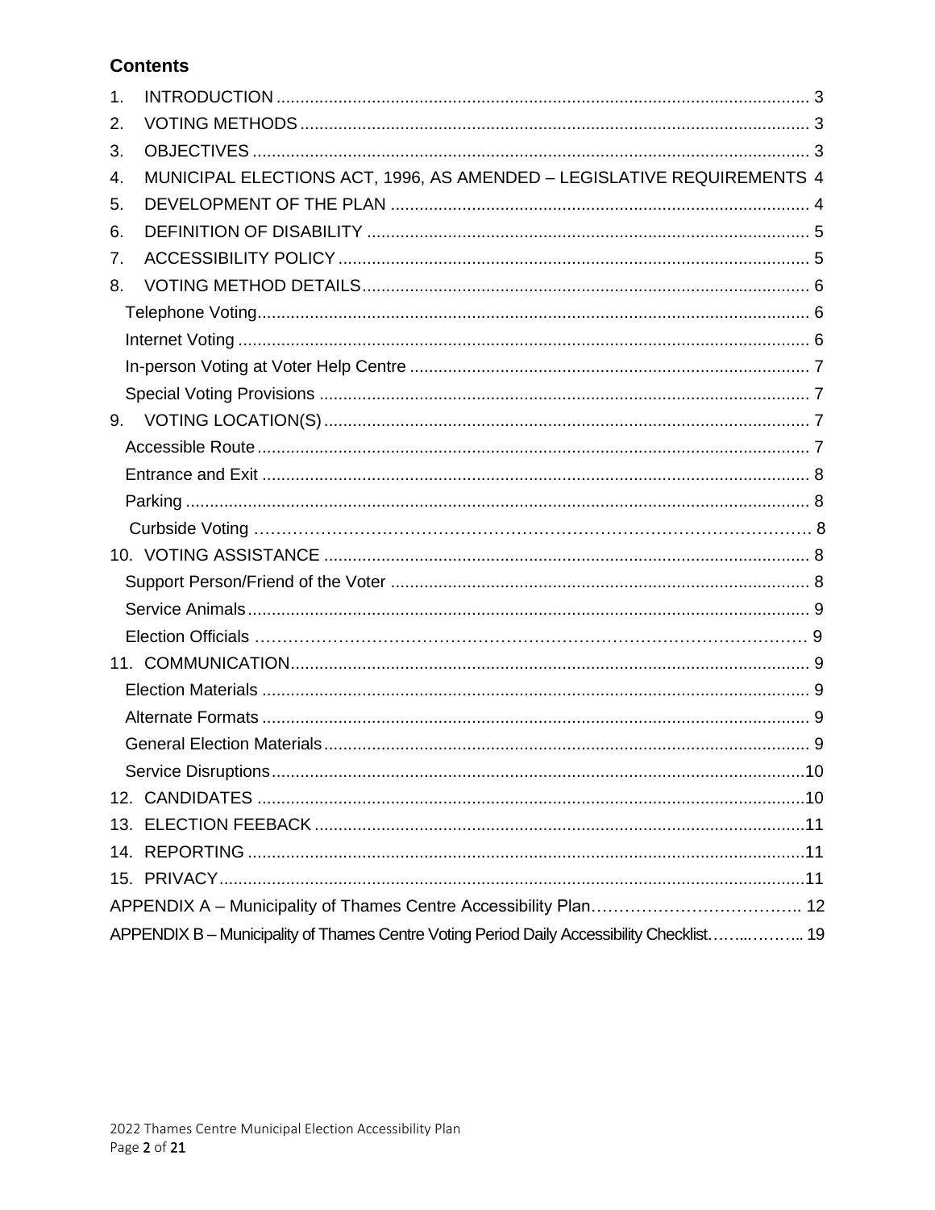## Contents

1. INTRODUCTION .......... 3
2. VOTING METHODS .......... 3
3. OBJECTIVES .......... 3
4. MUNICIPAL ELECTIONS ACT, 1996, AS AMENDED – LEGISLATIVE REQUIREMENTS 4
5. DEVELOPMENT OF THE PLAN .......... 4
6. DEFINITION OF DISABILITY .......... 5
7. ACCESSIBILITY POLICY .......... 5
8. VOTING METHOD DETAILS .......... 6
   - Telephone Voting .......... 6
   - Internet Voting .......... 6
   - In-person Voting at Voter Help Centre .......... 7
   - Special Voting Provisions .......... 7
9. VOTING LOCATION(S) .......... 7
   - Accessible Route .......... 7
   - Entrance and Exit .......... 8
   - Parking .......... 8
   - Curbside Voting .......... 8
10. VOTING ASSISTANCE .......... 8
    - Support Person/Friend of the Voter .......... 8
    - Service Animals .......... 9
    - Election Officials .......... 9
11. COMMUNICATION .......... 9
    - Election Materials .......... 9
    - Alternate Formats .......... 9
    - General Election Materials .......... 9
    - Service Disruptions .......... 10
12. CANDIDATES .......... 10
13. ELECTION FEEBACK .......... 11
14. REPORTING .......... 11
15. PRIVACY .......... 11

APPENDIX A – Municipality of Thames Centre Accessibility Plan .......... 12

APPENDIX B – Municipality of Thames Centre Voting Period Daily Accessibility Checklist .......... 19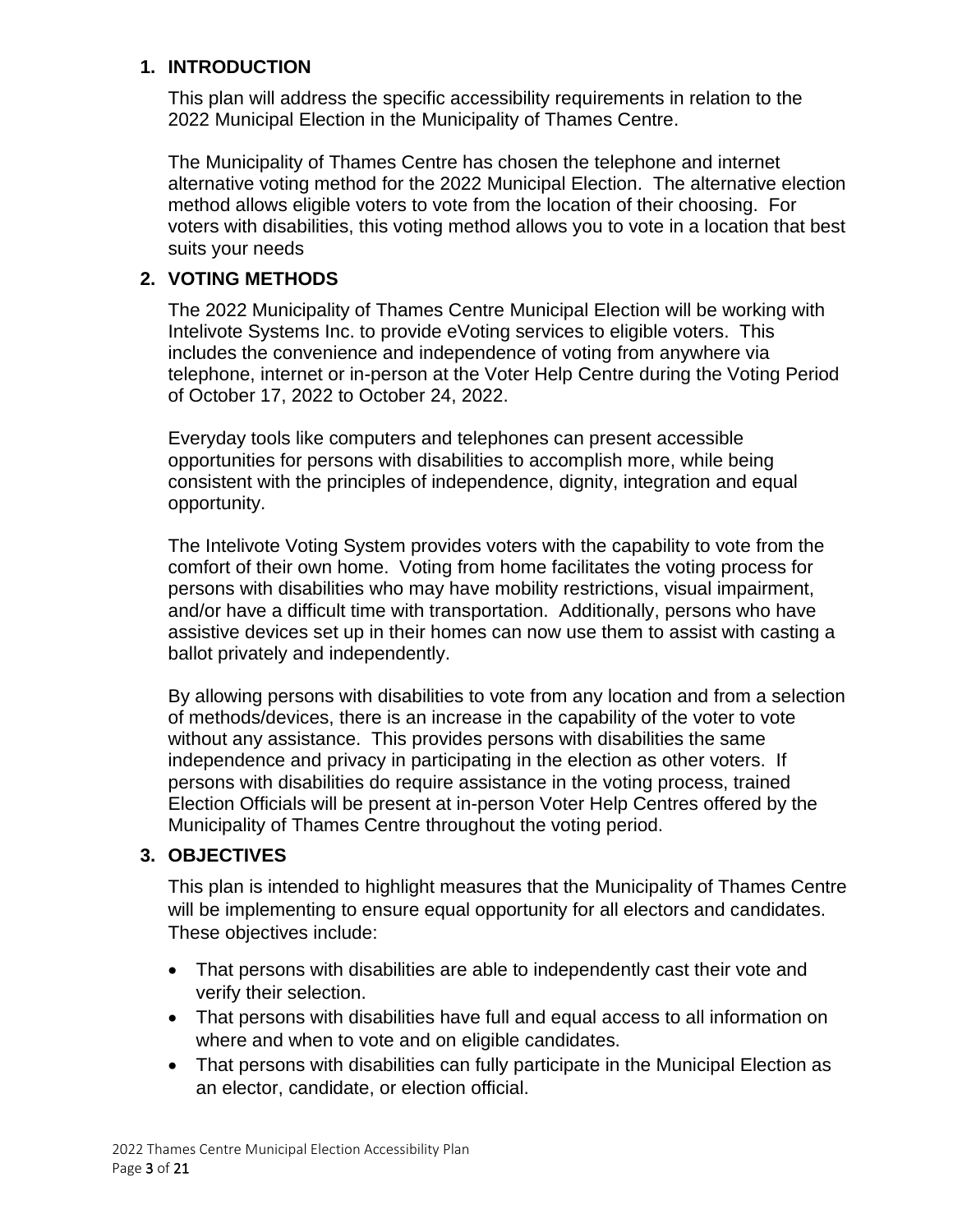## 1. INTRODUCTION

This plan will address the specific accessibility requirements in relation to the 2022 Municipal Election in the Municipality of Thames Centre.

The Municipality of Thames Centre has chosen the telephone and internet alternative voting method for the 2022 Municipal Election. The alternative election method allows eligible voters to vote from the location of their choosing. For voters with disabilities, this voting method allows you to vote in a location that best suits your needs

## 2. VOTING METHODS

The 2022 Municipality of Thames Centre Municipal Election will be working with Intelivote Systems Inc. to provide eVoting services to eligible voters. This includes the convenience and independence of voting from anywhere via telephone, internet or in-person at the Voter Help Centre during the Voting Period of October 17, 2022 to October 24, 2022.

Everyday tools like computers and telephones can present accessible opportunities for persons with disabilities to accomplish more, while being consistent with the principles of independence, dignity, integration and equal opportunity.

The Intelivote Voting System provides voters with the capability to vote from the comfort of their own home. Voting from home facilitates the voting process for persons with disabilities who may have mobility restrictions, visual impairment, and/or have a difficult time with transportation. Additionally, persons who have assistive devices set up in their homes can now use them to assist with casting a ballot privately and independently.

By allowing persons with disabilities to vote from any location and from a selection of methods/devices, there is an increase in the capability of the voter to vote without any assistance. This provides persons with disabilities the same independence and privacy in participating in the election as other voters. If persons with disabilities do require assistance in the voting process, trained Election Officials will be present at in-person Voter Help Centres offered by the Municipality of Thames Centre throughout the voting period.

## 3. OBJECTIVES

This plan is intended to highlight measures that the Municipality of Thames Centre will be implementing to ensure equal opportunity for all electors and candidates. These objectives include:

- That persons with disabilities are able to independently cast their vote and verify their selection.
- That persons with disabilities have full and equal access to all information on where and when to vote and on eligible candidates.
- That persons with disabilities can fully participate in the Municipal Election as an elector, candidate, or election official.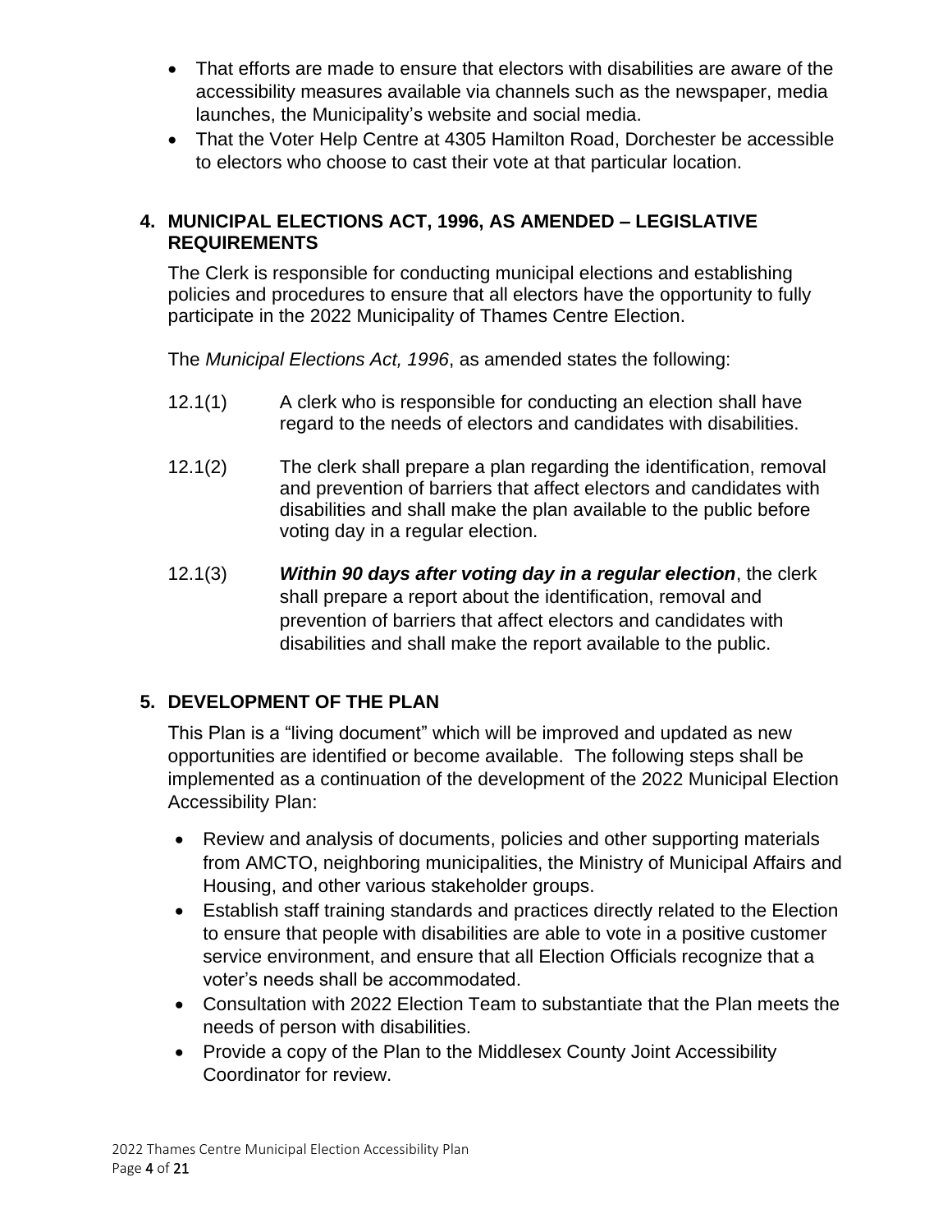- That efforts are made to ensure that electors with disabilities are aware of the accessibility measures available via channels such as the newspaper, media launches, the Municipality's website and social media.
- That the Voter Help Centre at 4305 Hamilton Road, Dorchester be accessible to electors who choose to cast their vote at that particular location.

## 4. MUNICIPAL ELECTIONS ACT, 1996, AS AMENDED – LEGISLATIVE REQUIREMENTS

The Clerk is responsible for conducting municipal elections and establishing policies and procedures to ensure that all electors have the opportunity to fully participate in the 2022 Municipality of Thames Centre Election.

The *Municipal Elections Act, 1996*, as amended states the following:

12.1(1) A clerk who is responsible for conducting an election shall have regard to the needs of electors and candidates with disabilities.

12.1(2) The clerk shall prepare a plan regarding the identification, removal and prevention of barriers that affect electors and candidates with disabilities and shall make the plan available to the public before voting day in a regular election.

12.1(3) ***Within 90 days after voting day in a regular election***, the clerk shall prepare a report about the identification, removal and prevention of barriers that affect electors and candidates with disabilities and shall make the report available to the public.

## 5. DEVELOPMENT OF THE PLAN

This Plan is a "living document" which will be improved and updated as new opportunities are identified or become available. The following steps shall be implemented as a continuation of the development of the 2022 Municipal Election Accessibility Plan:

- Review and analysis of documents, policies and other supporting materials from AMCTO, neighboring municipalities, the Ministry of Municipal Affairs and Housing, and other various stakeholder groups.
- Establish staff training standards and practices directly related to the Election to ensure that people with disabilities are able to vote in a positive customer service environment, and ensure that all Election Officials recognize that a voter's needs shall be accommodated.
- Consultation with 2022 Election Team to substantiate that the Plan meets the needs of person with disabilities.
- Provide a copy of the Plan to the Middlesex County Joint Accessibility Coordinator for review.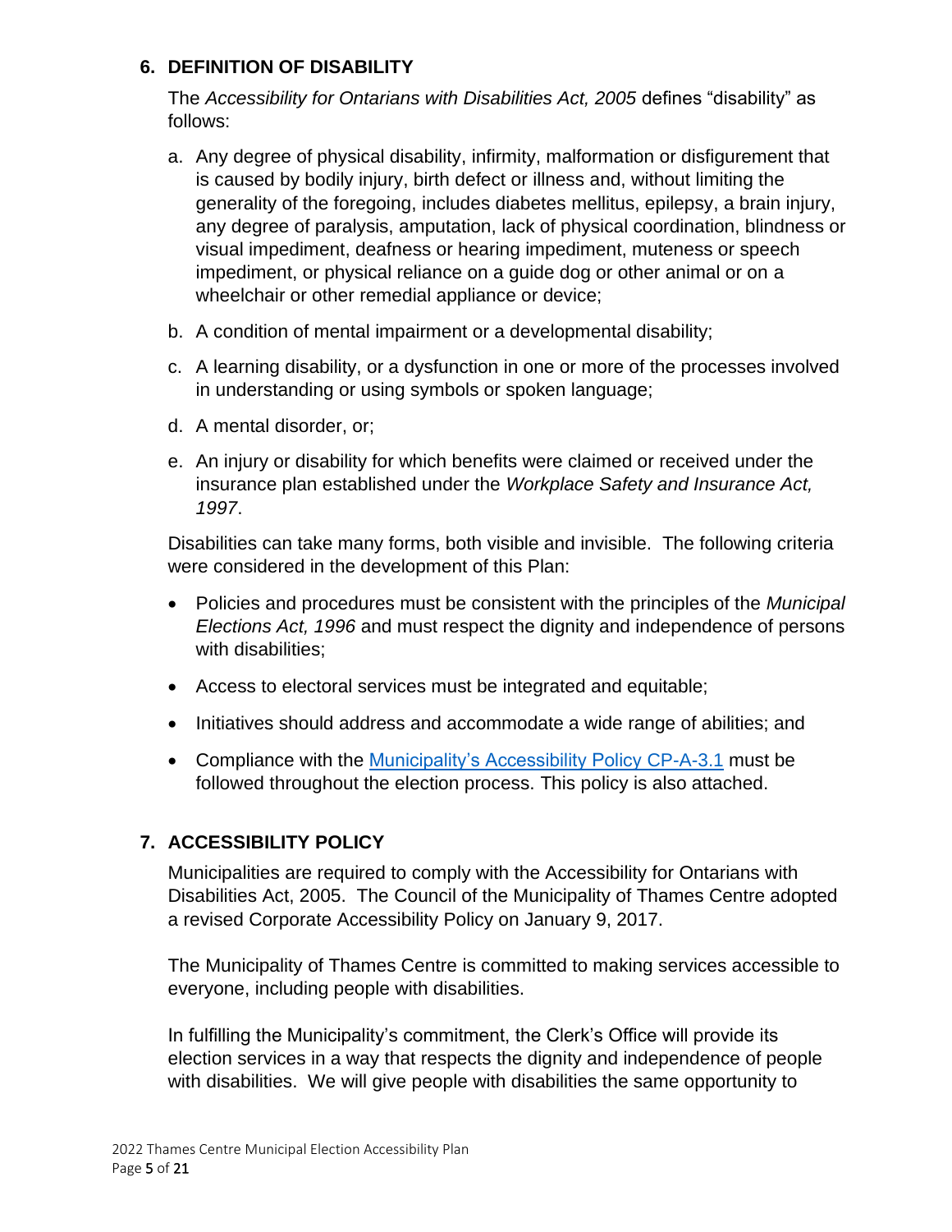## 6. DEFINITION OF DISABILITY

The *Accessibility for Ontarians with Disabilities Act, 2005* defines "disability" as follows:

a. Any degree of physical disability, infirmity, malformation or disfigurement that is caused by bodily injury, birth defect or illness and, without limiting the generality of the foregoing, includes diabetes mellitus, epilepsy, a brain injury, any degree of paralysis, amputation, lack of physical coordination, blindness or visual impediment, deafness or hearing impediment, muteness or speech impediment, or physical reliance on a guide dog or other animal or on a wheelchair or other remedial appliance or device;

b. A condition of mental impairment or a developmental disability;

c. A learning disability, or a dysfunction in one or more of the processes involved in understanding or using symbols or spoken language;

d. A mental disorder, or;

e. An injury or disability for which benefits were claimed or received under the insurance plan established under the *Workplace Safety and Insurance Act, 1997*.

Disabilities can take many forms, both visible and invisible. The following criteria were considered in the development of this Plan:

- Policies and procedures must be consistent with the principles of the *Municipal Elections Act, 1996* and must respect the dignity and independence of persons with disabilities;
- Access to electoral services must be integrated and equitable;
- Initiatives should address and accommodate a wide range of abilities; and
- Compliance with the Municipality's Accessibility Policy CP-A-3.1 must be followed throughout the election process. This policy is also attached.

## 7. ACCESSIBILITY POLICY

Municipalities are required to comply with the Accessibility for Ontarians with Disabilities Act, 2005. The Council of the Municipality of Thames Centre adopted a revised Corporate Accessibility Policy on January 9, 2017.

The Municipality of Thames Centre is committed to making services accessible to everyone, including people with disabilities.

In fulfilling the Municipality's commitment, the Clerk's Office will provide its election services in a way that respects the dignity and independence of people with disabilities. We will give people with disabilities the same opportunity to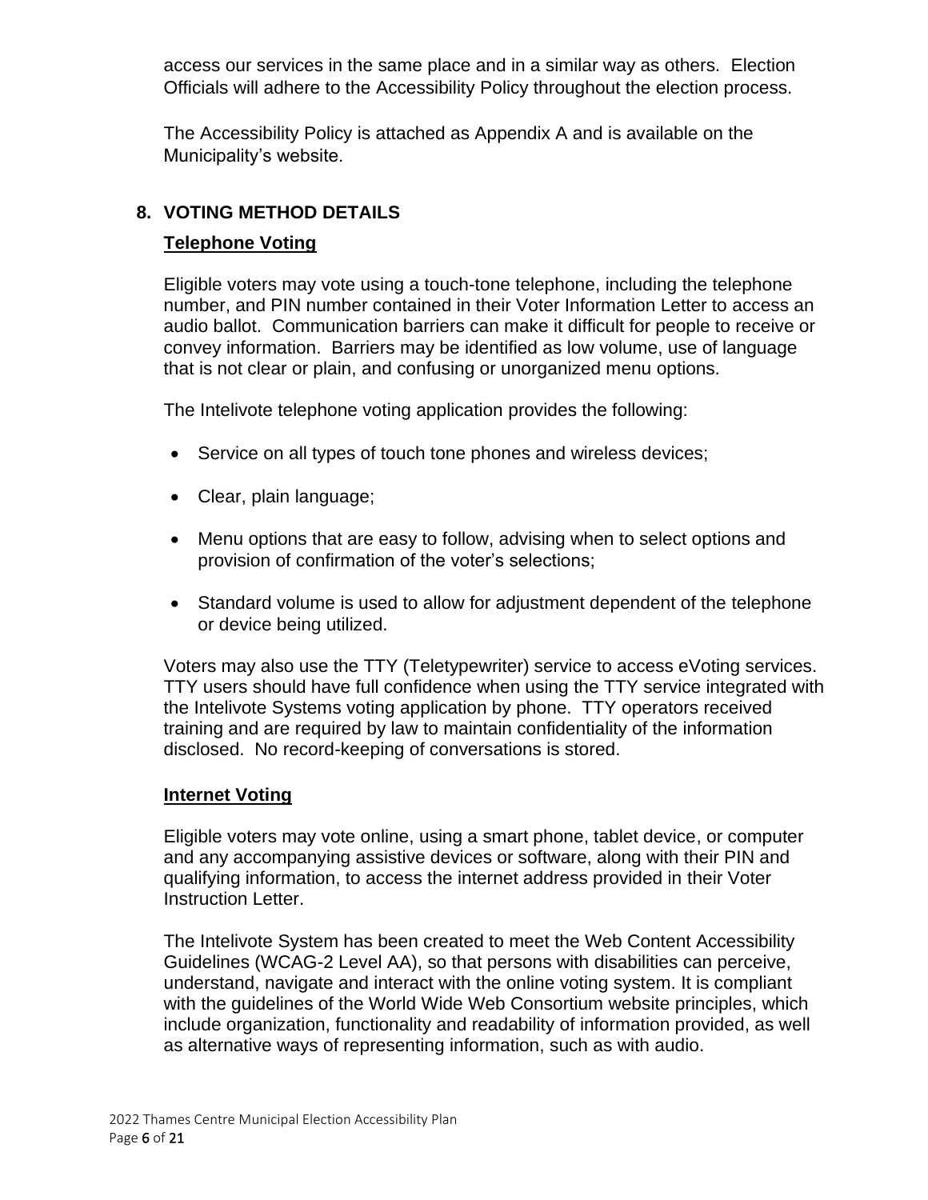access our services in the same place and in a similar way as others. Election Officials will adhere to the Accessibility Policy throughout the election process.

The Accessibility Policy is attached as Appendix A and is available on the Municipality's website.

## 8. VOTING METHOD DETAILS

### Telephone Voting

Eligible voters may vote using a touch-tone telephone, including the telephone number, and PIN number contained in their Voter Information Letter to access an audio ballot. Communication barriers can make it difficult for people to receive or convey information. Barriers may be identified as low volume, use of language that is not clear or plain, and confusing or unorganized menu options.

The Intelivote telephone voting application provides the following:

- Service on all types of touch tone phones and wireless devices;
- Clear, plain language;
- Menu options that are easy to follow, advising when to select options and provision of confirmation of the voter's selections;
- Standard volume is used to allow for adjustment dependent of the telephone or device being utilized.

Voters may also use the TTY (Teletypewriter) service to access eVoting services. TTY users should have full confidence when using the TTY service integrated with the Intelivote Systems voting application by phone. TTY operators received training and are required by law to maintain confidentiality of the information disclosed. No record-keeping of conversations is stored.

### Internet Voting

Eligible voters may vote online, using a smart phone, tablet device, or computer and any accompanying assistive devices or software, along with their PIN and qualifying information, to access the internet address provided in their Voter Instruction Letter.

The Intelivote System has been created to meet the Web Content Accessibility Guidelines (WCAG-2 Level AA), so that persons with disabilities can perceive, understand, navigate and interact with the online voting system. It is compliant with the guidelines of the World Wide Web Consortium website principles, which include organization, functionality and readability of information provided, as well as alternative ways of representing information, such as with audio.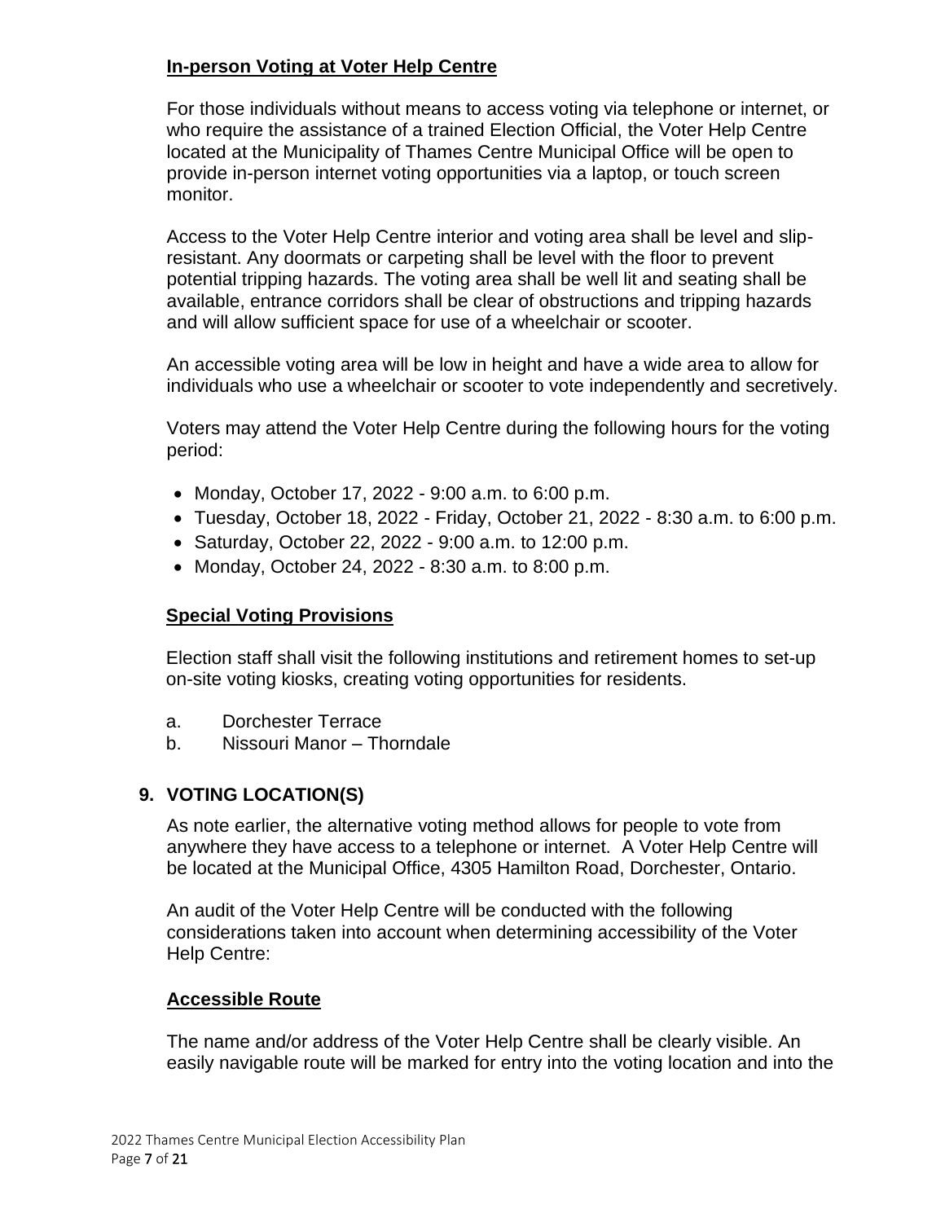**In-person Voting at Voter Help Centre**

For those individuals without means to access voting via telephone or internet, or who require the assistance of a trained Election Official, the Voter Help Centre located at the Municipality of Thames Centre Municipal Office will be open to provide in-person internet voting opportunities via a laptop, or touch screen monitor.

Access to the Voter Help Centre interior and voting area shall be level and slip-resistant. Any doormats or carpeting shall be level with the floor to prevent potential tripping hazards. The voting area shall be well lit and seating shall be available, entrance corridors shall be clear of obstructions and tripping hazards and will allow sufficient space for use of a wheelchair or scooter.

An accessible voting area will be low in height and have a wide area to allow for individuals who use a wheelchair or scooter to vote independently and secretively.

Voters may attend the Voter Help Centre during the following hours for the voting period:

- Monday, October 17, 2022 - 9:00 a.m. to 6:00 p.m.
- Tuesday, October 18, 2022 - Friday, October 21, 2022 - 8:30 a.m. to 6:00 p.m.
- Saturday, October 22, 2022 - 9:00 a.m. to 12:00 p.m.
- Monday, October 24, 2022 - 8:30 a.m. to 8:00 p.m.

**Special Voting Provisions**

Election staff shall visit the following institutions and retirement homes to set-up on-site voting kiosks, creating voting opportunities for residents.

a. Dorchester Terrace
b. Nissouri Manor – Thorndale

## 9. VOTING LOCATION(S)

As note earlier, the alternative voting method allows for people to vote from anywhere they have access to a telephone or internet. A Voter Help Centre will be located at the Municipal Office, 4305 Hamilton Road, Dorchester, Ontario.

An audit of the Voter Help Centre will be conducted with the following considerations taken into account when determining accessibility of the Voter Help Centre:

**Accessible Route**

The name and/or address of the Voter Help Centre shall be clearly visible. An easily navigable route will be marked for entry into the voting location and into the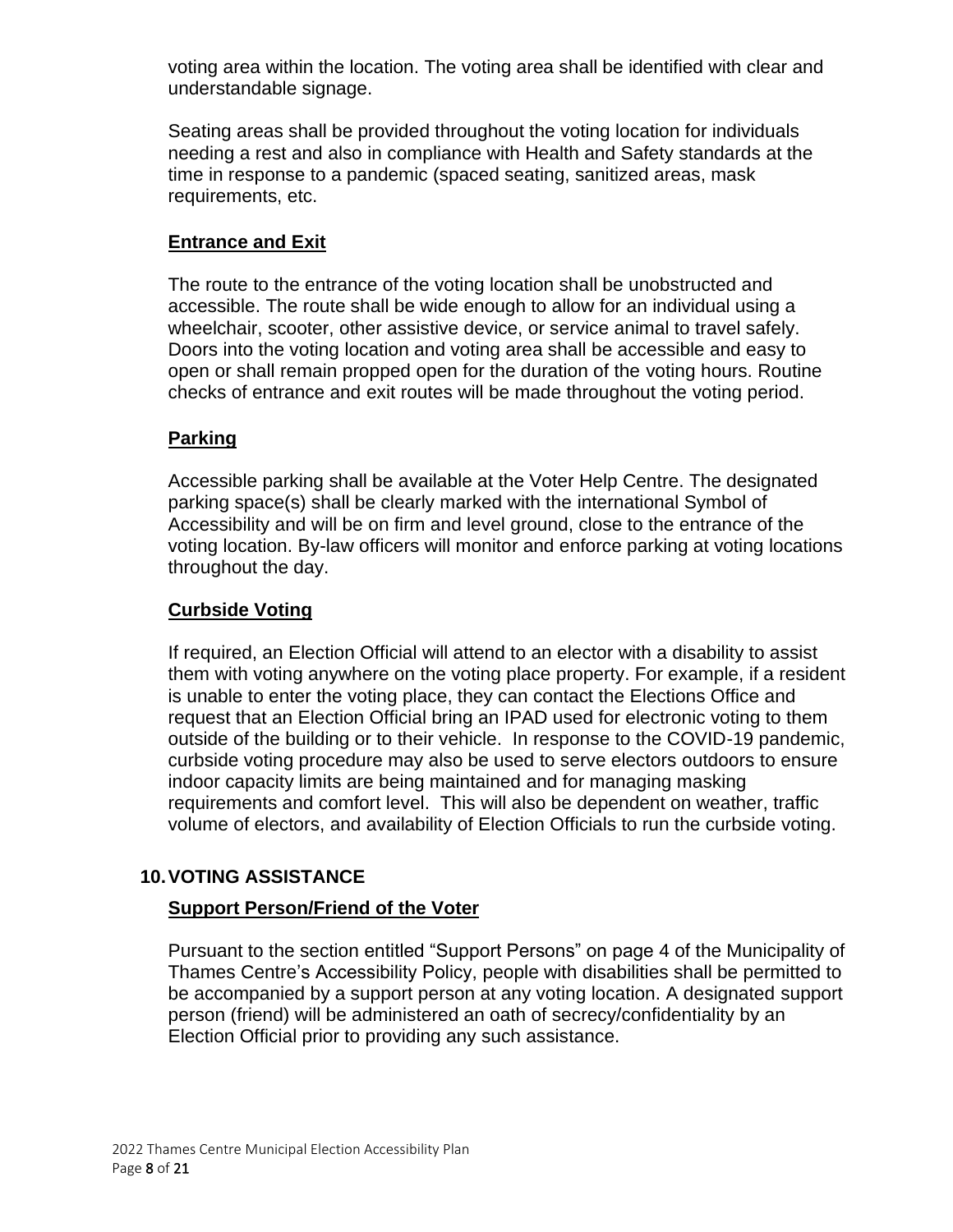voting area within the location. The voting area shall be identified with clear and understandable signage.

Seating areas shall be provided throughout the voting location for individuals needing a rest and also in compliance with Health and Safety standards at the time in response to a pandemic (spaced seating, sanitized areas, mask requirements, etc.

### Entrance and Exit

The route to the entrance of the voting location shall be unobstructed and accessible. The route shall be wide enough to allow for an individual using a wheelchair, scooter, other assistive device, or service animal to travel safely. Doors into the voting location and voting area shall be accessible and easy to open or shall remain propped open for the duration of the voting hours. Routine checks of entrance and exit routes will be made throughout the voting period.

### Parking

Accessible parking shall be available at the Voter Help Centre. The designated parking space(s) shall be clearly marked with the international Symbol of Accessibility and will be on firm and level ground, close to the entrance of the voting location. By-law officers will monitor and enforce parking at voting locations throughout the day.

### Curbside Voting

If required, an Election Official will attend to an elector with a disability to assist them with voting anywhere on the voting place property. For example, if a resident is unable to enter the voting place, they can contact the Elections Office and request that an Election Official bring an IPAD used for electronic voting to them outside of the building or to their vehicle. In response to the COVID-19 pandemic, curbside voting procedure may also be used to serve electors outdoors to ensure indoor capacity limits are being maintained and for managing masking requirements and comfort level. This will also be dependent on weather, traffic volume of electors, and availability of Election Officials to run the curbside voting.

## 10. VOTING ASSISTANCE

### Support Person/Friend of the Voter

Pursuant to the section entitled "Support Persons" on page 4 of the Municipality of Thames Centre's Accessibility Policy, people with disabilities shall be permitted to be accompanied by a support person at any voting location. A designated support person (friend) will be administered an oath of secrecy/confidentiality by an Election Official prior to providing any such assistance.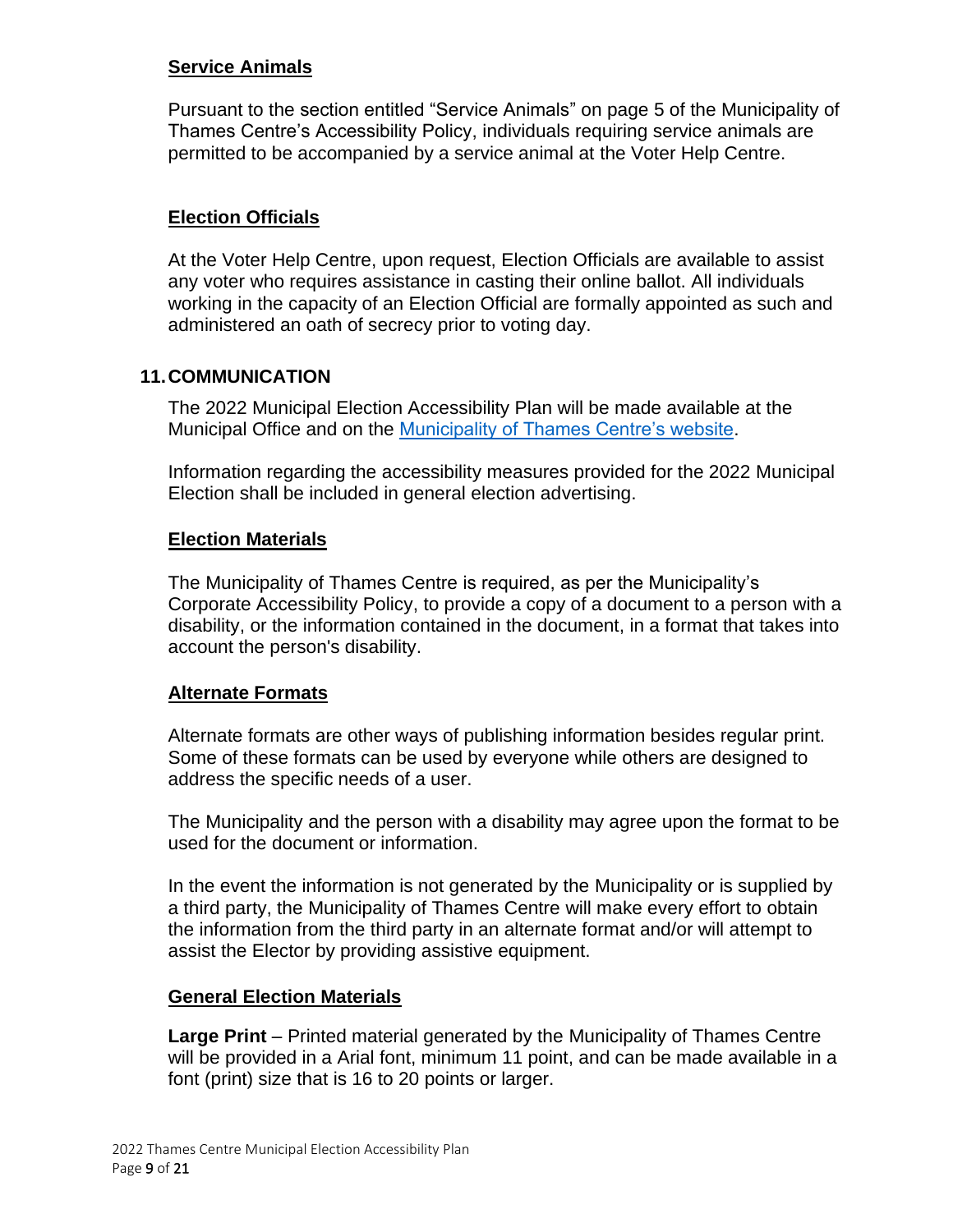### Service Animals

Pursuant to the section entitled "Service Animals" on page 5 of the Municipality of Thames Centre's Accessibility Policy, individuals requiring service animals are permitted to be accompanied by a service animal at the Voter Help Centre.

### Election Officials

At the Voter Help Centre, upon request, Election Officials are available to assist any voter who requires assistance in casting their online ballot. All individuals working in the capacity of an Election Official are formally appointed as such and administered an oath of secrecy prior to voting day.

## 11. COMMUNICATION

The 2022 Municipal Election Accessibility Plan will be made available at the Municipal Office and on the [Municipality of Thames Centre's website](https://www.thamescentre.on.ca).

Information regarding the accessibility measures provided for the 2022 Municipal Election shall be included in general election advertising.

### Election Materials

The Municipality of Thames Centre is required, as per the Municipality's Corporate Accessibility Policy, to provide a copy of a document to a person with a disability, or the information contained in the document, in a format that takes into account the person's disability.

### Alternate Formats

Alternate formats are other ways of publishing information besides regular print. Some of these formats can be used by everyone while others are designed to address the specific needs of a user.

The Municipality and the person with a disability may agree upon the format to be used for the document or information.

In the event the information is not generated by the Municipality or is supplied by a third party, the Municipality of Thames Centre will make every effort to obtain the information from the third party in an alternate format and/or will attempt to assist the Elector by providing assistive equipment.

### General Election Materials

**Large Print** – Printed material generated by the Municipality of Thames Centre will be provided in a Arial font, minimum 11 point, and can be made available in a font (print) size that is 16 to 20 points or larger.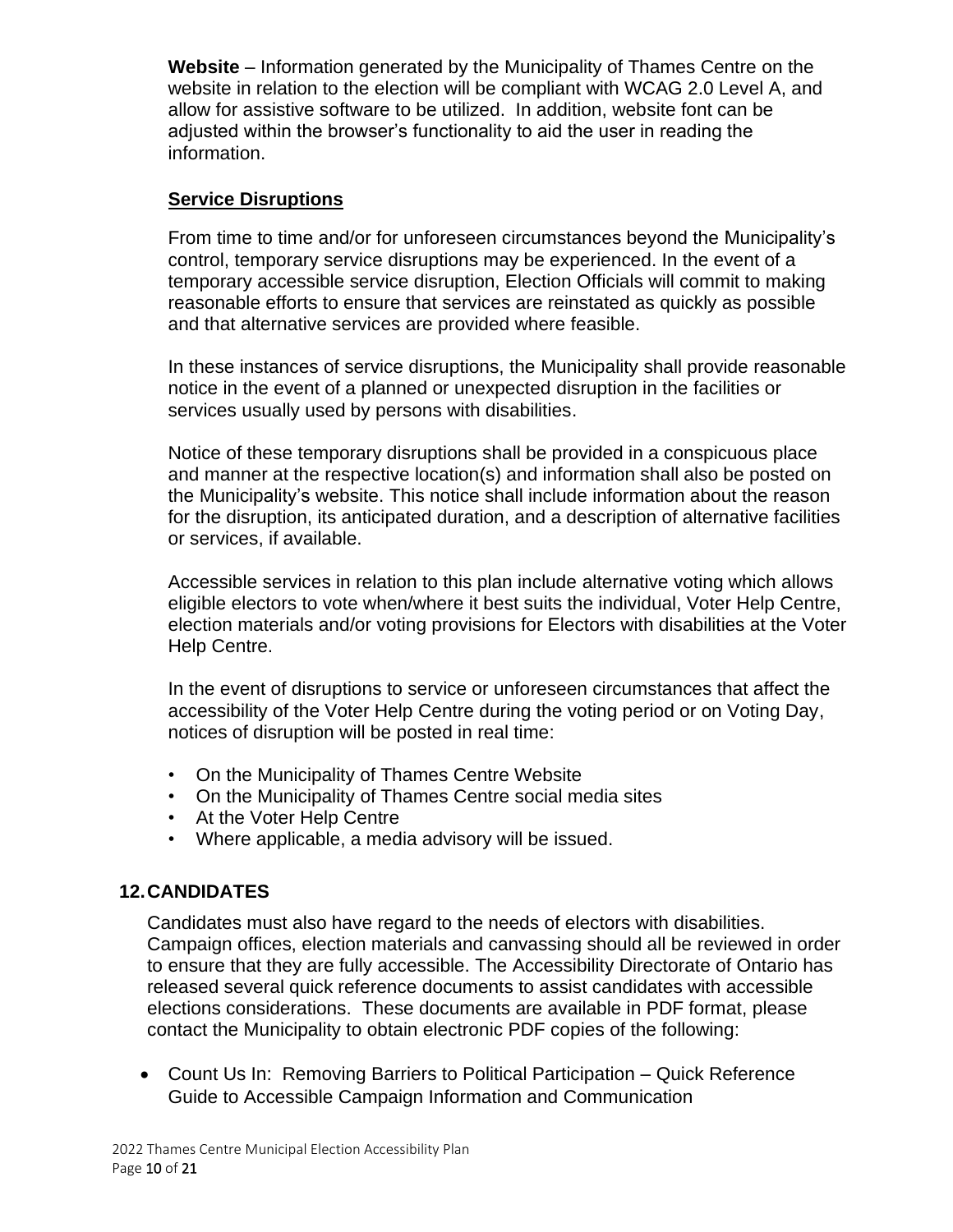**Website** – Information generated by the Municipality of Thames Centre on the website in relation to the election will be compliant with WCAG 2.0 Level A, and allow for assistive software to be utilized. In addition, website font can be adjusted within the browser's functionality to aid the user in reading the information.

### Service Disruptions

From time to time and/or for unforeseen circumstances beyond the Municipality's control, temporary service disruptions may be experienced. In the event of a temporary accessible service disruption, Election Officials will commit to making reasonable efforts to ensure that services are reinstated as quickly as possible and that alternative services are provided where feasible.

In these instances of service disruptions, the Municipality shall provide reasonable notice in the event of a planned or unexpected disruption in the facilities or services usually used by persons with disabilities.

Notice of these temporary disruptions shall be provided in a conspicuous place and manner at the respective location(s) and information shall also be posted on the Municipality's website. This notice shall include information about the reason for the disruption, its anticipated duration, and a description of alternative facilities or services, if available.

Accessible services in relation to this plan include alternative voting which allows eligible electors to vote when/where it best suits the individual, Voter Help Centre, election materials and/or voting provisions for Electors with disabilities at the Voter Help Centre.

In the event of disruptions to service or unforeseen circumstances that affect the accessibility of the Voter Help Centre during the voting period or on Voting Day, notices of disruption will be posted in real time:

- On the Municipality of Thames Centre Website
- On the Municipality of Thames Centre social media sites
- At the Voter Help Centre
- Where applicable, a media advisory will be issued.

## 12. CANDIDATES

Candidates must also have regard to the needs of electors with disabilities. Campaign offices, election materials and canvassing should all be reviewed in order to ensure that they are fully accessible. The Accessibility Directorate of Ontario has released several quick reference documents to assist candidates with accessible elections considerations. These documents are available in PDF format, please contact the Municipality to obtain electronic PDF copies of the following:

- Count Us In: Removing Barriers to Political Participation – Quick Reference Guide to Accessible Campaign Information and Communication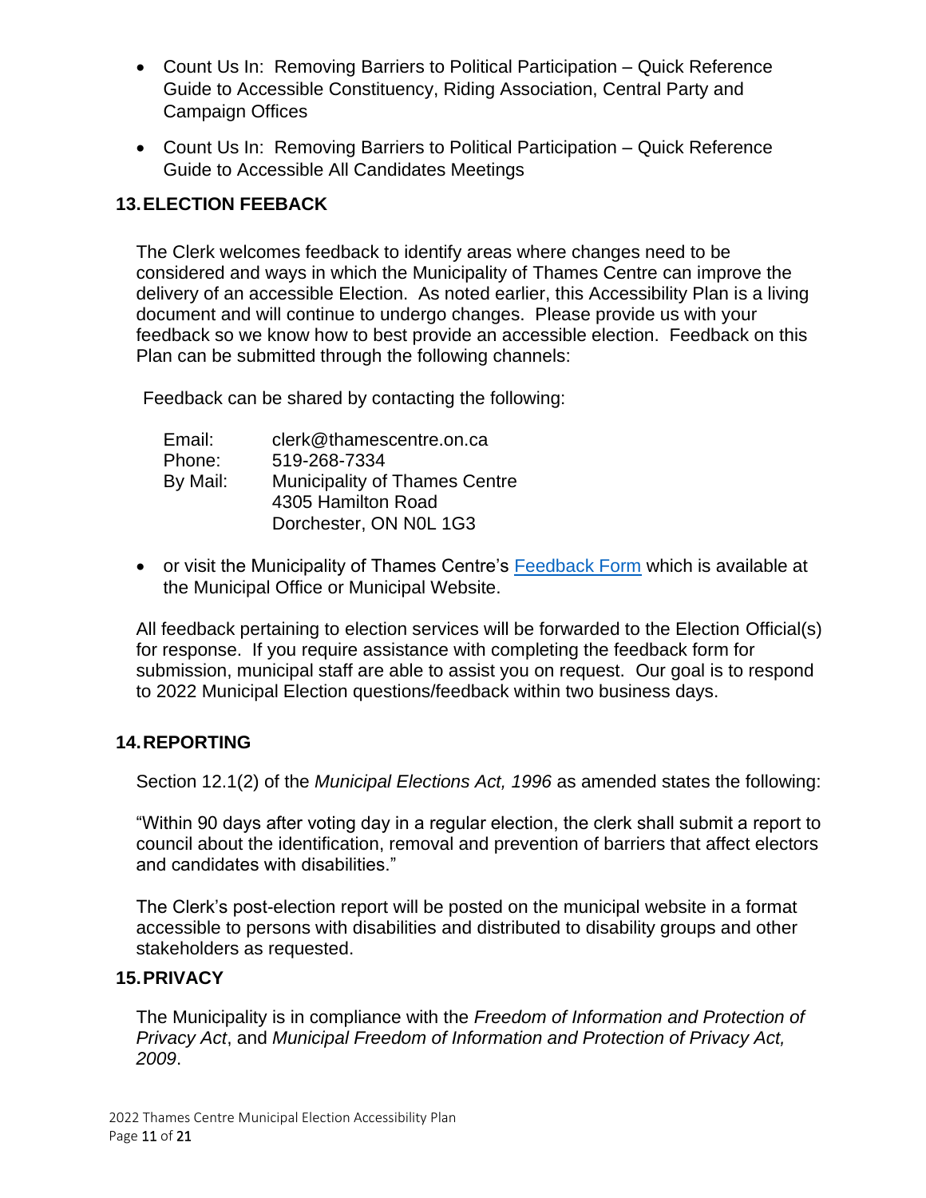- Count Us In: Removing Barriers to Political Participation – Quick Reference Guide to Accessible Constituency, Riding Association, Central Party and Campaign Offices
- Count Us In: Removing Barriers to Political Participation – Quick Reference Guide to Accessible All Candidates Meetings

## 13. ELECTION FEEBACK

The Clerk welcomes feedback to identify areas where changes need to be considered and ways in which the Municipality of Thames Centre can improve the delivery of an accessible Election. As noted earlier, this Accessibility Plan is a living document and will continue to undergo changes. Please provide us with your feedback so we know how to best provide an accessible election. Feedback on this Plan can be submitted through the following channels:

Feedback can be shared by contacting the following:

Email: clerk@thamescentre.on.ca
Phone: 519-268-7334
By Mail: Municipality of Thames Centre
4305 Hamilton Road
Dorchester, ON N0L 1G3

- or visit the Municipality of Thames Centre's Feedback Form which is available at the Municipal Office or Municipal Website.

All feedback pertaining to election services will be forwarded to the Election Official(s) for response. If you require assistance with completing the feedback form for submission, municipal staff are able to assist you on request. Our goal is to respond to 2022 Municipal Election questions/feedback within two business days.

## 14. REPORTING

Section 12.1(2) of the *Municipal Elections Act, 1996* as amended states the following:

"Within 90 days after voting day in a regular election, the clerk shall submit a report to council about the identification, removal and prevention of barriers that affect electors and candidates with disabilities."

The Clerk's post-election report will be posted on the municipal website in a format accessible to persons with disabilities and distributed to disability groups and other stakeholders as requested.

## 15. PRIVACY

The Municipality is in compliance with the *Freedom of Information and Protection of Privacy Act*, and *Municipal Freedom of Information and Protection of Privacy Act, 2009*.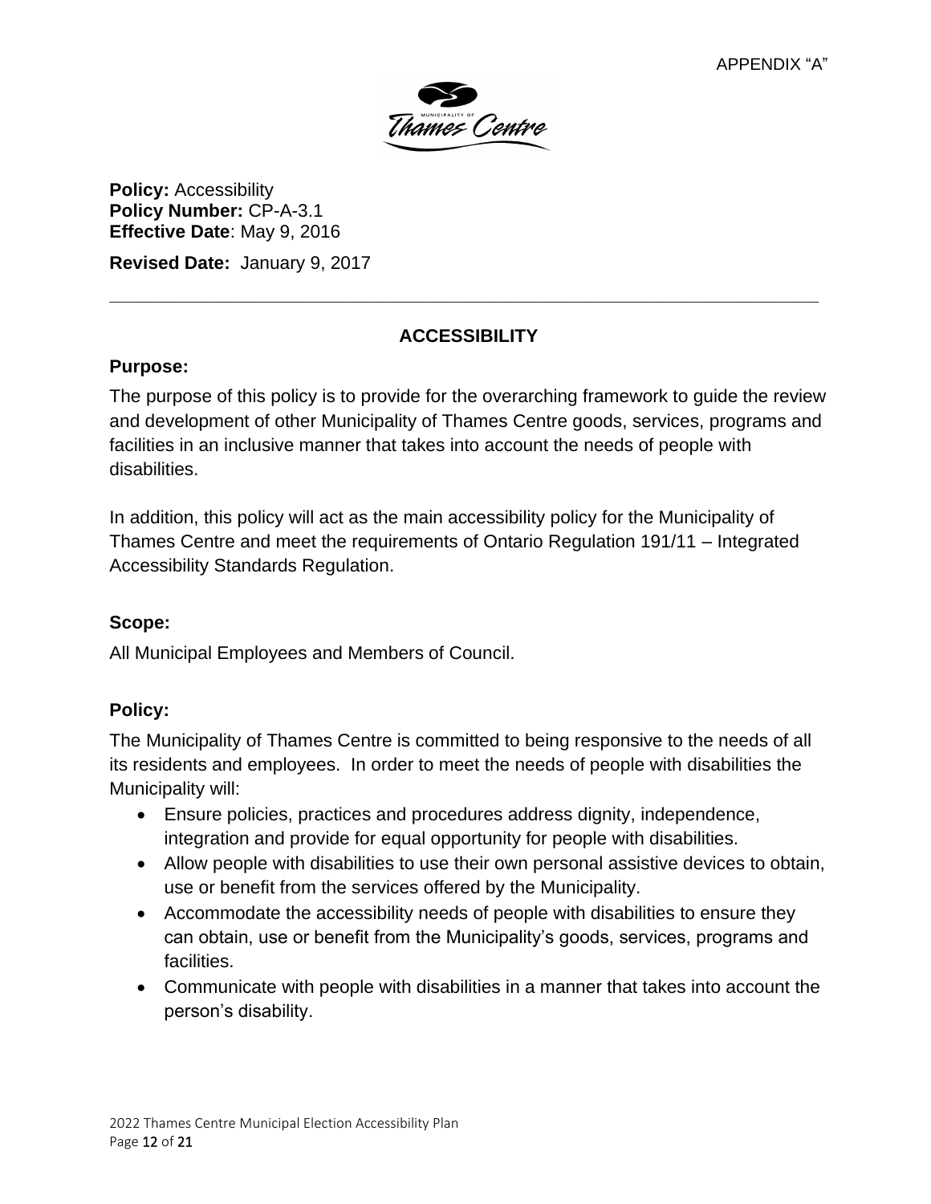APPENDIX "A"

**Policy:** Accessibility
**Policy Number:** CP-A-3.1
**Effective Date**: May 9, 2016

**Revised Date:** January 9, 2017

---

## ACCESSIBILITY

### Purpose:

The purpose of this policy is to provide for the overarching framework to guide the review and development of other Municipality of Thames Centre goods, services, programs and facilities in an inclusive manner that takes into account the needs of people with disabilities.

In addition, this policy will act as the main accessibility policy for the Municipality of Thames Centre and meet the requirements of Ontario Regulation 191/11 – Integrated Accessibility Standards Regulation.

### Scope:

All Municipal Employees and Members of Council.

### Policy:

The Municipality of Thames Centre is committed to being responsive to the needs of all its residents and employees. In order to meet the needs of people with disabilities the Municipality will:

- Ensure policies, practices and procedures address dignity, independence, integration and provide for equal opportunity for people with disabilities.
- Allow people with disabilities to use their own personal assistive devices to obtain, use or benefit from the services offered by the Municipality.
- Accommodate the accessibility needs of people with disabilities to ensure they can obtain, use or benefit from the Municipality's goods, services, programs and facilities.
- Communicate with people with disabilities in a manner that takes into account the person's disability.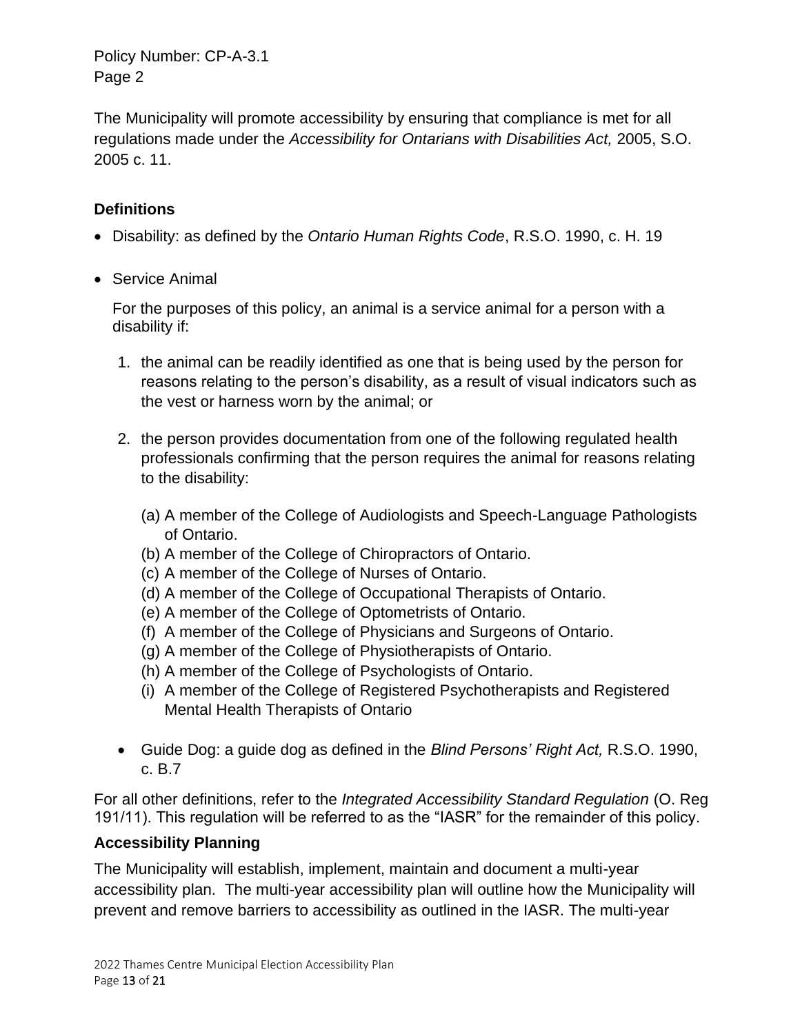The Municipality will promote accessibility by ensuring that compliance is met for all regulations made under the *Accessibility for Ontarians with Disabilities Act,* 2005, S.O. 2005 c. 11.

### Definitions

- Disability: as defined by the *Ontario Human Rights Code*, R.S.O. 1990, c. H. 19
- Service Animal

  For the purposes of this policy, an animal is a service animal for a person with a disability if:

  1. the animal can be readily identified as one that is being used by the person for reasons relating to the person's disability, as a result of visual indicators such as the vest or harness worn by the animal; or
  2. the person provides documentation from one of the following regulated health professionals confirming that the person requires the animal for reasons relating to the disability:

     (a) A member of the College of Audiologists and Speech-Language Pathologists of Ontario.
     (b) A member of the College of Chiropractors of Ontario.
     (c) A member of the College of Nurses of Ontario.
     (d) A member of the College of Occupational Therapists of Ontario.
     (e) A member of the College of Optometrists of Ontario.
     (f) A member of the College of Physicians and Surgeons of Ontario.
     (g) A member of the College of Physiotherapists of Ontario.
     (h) A member of the College of Psychologists of Ontario.
     (i) A member of the College of Registered Psychotherapists and Registered Mental Health Therapists of Ontario

- Guide Dog: a guide dog as defined in the *Blind Persons' Right Act,* R.S.O. 1990, c. B.7

For all other definitions, refer to the *Integrated Accessibility Standard Regulation* (O. Reg 191/11). This regulation will be referred to as the "IASR" for the remainder of this policy.

### Accessibility Planning

The Municipality will establish, implement, maintain and document a multi-year accessibility plan. The multi-year accessibility plan will outline how the Municipality will prevent and remove barriers to accessibility as outlined in the IASR. The multi-year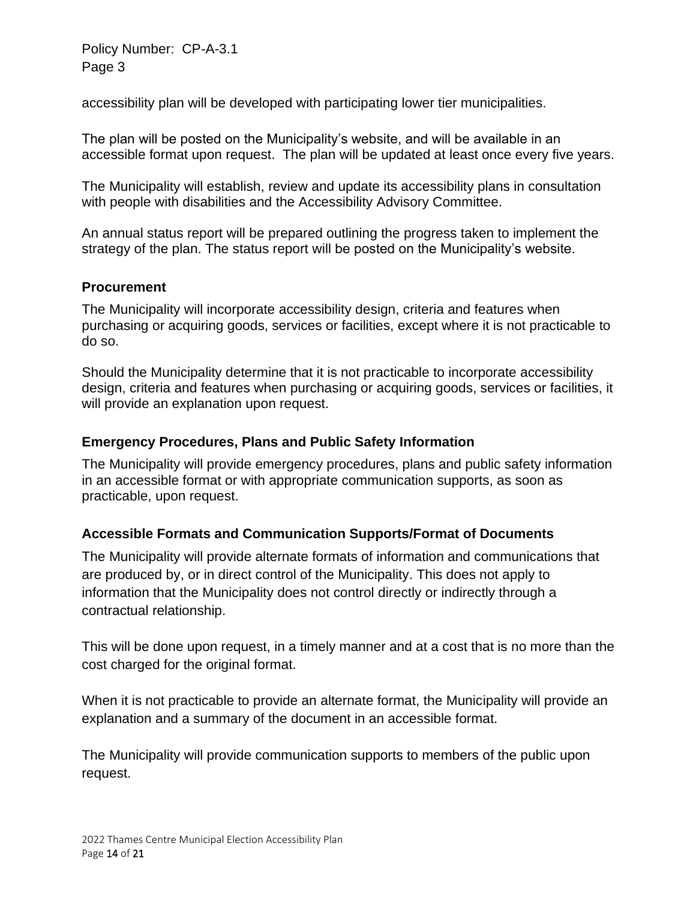accessibility plan will be developed with participating lower tier municipalities.

The plan will be posted on the Municipality's website, and will be available in an accessible format upon request. The plan will be updated at least once every five years.

The Municipality will establish, review and update its accessibility plans in consultation with people with disabilities and the Accessibility Advisory Committee.

An annual status report will be prepared outlining the progress taken to implement the strategy of the plan. The status report will be posted on the Municipality's website.

### Procurement

The Municipality will incorporate accessibility design, criteria and features when purchasing or acquiring goods, services or facilities, except where it is not practicable to do so.

Should the Municipality determine that it is not practicable to incorporate accessibility design, criteria and features when purchasing or acquiring goods, services or facilities, it will provide an explanation upon request.

### Emergency Procedures, Plans and Public Safety Information

The Municipality will provide emergency procedures, plans and public safety information in an accessible format or with appropriate communication supports, as soon as practicable, upon request.

### Accessible Formats and Communication Supports/Format of Documents

The Municipality will provide alternate formats of information and communications that are produced by, or in direct control of the Municipality. This does not apply to information that the Municipality does not control directly or indirectly through a contractual relationship.

This will be done upon request, in a timely manner and at a cost that is no more than the cost charged for the original format.

When it is not practicable to provide an alternate format, the Municipality will provide an explanation and a summary of the document in an accessible format.

The Municipality will provide communication supports to members of the public upon request.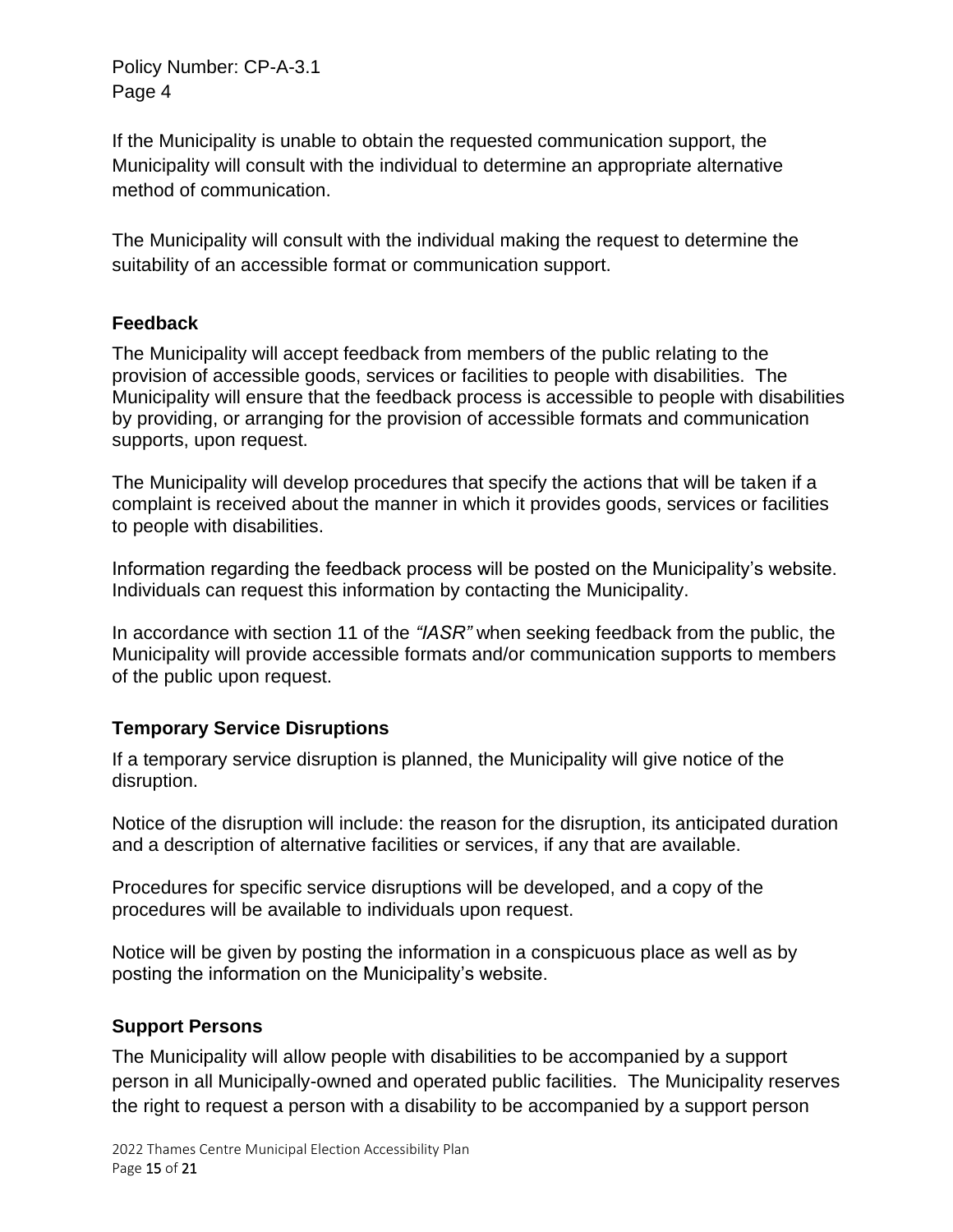If the Municipality is unable to obtain the requested communication support, the Municipality will consult with the individual to determine an appropriate alternative method of communication.

The Municipality will consult with the individual making the request to determine the suitability of an accessible format or communication support.

### Feedback

The Municipality will accept feedback from members of the public relating to the provision of accessible goods, services or facilities to people with disabilities. The Municipality will ensure that the feedback process is accessible to people with disabilities by providing, or arranging for the provision of accessible formats and communication supports, upon request.

The Municipality will develop procedures that specify the actions that will be taken if a complaint is received about the manner in which it provides goods, services or facilities to people with disabilities.

Information regarding the feedback process will be posted on the Municipality's website. Individuals can request this information by contacting the Municipality.

In accordance with section 11 of the *"IASR"* when seeking feedback from the public, the Municipality will provide accessible formats and/or communication supports to members of the public upon request.

### Temporary Service Disruptions

If a temporary service disruption is planned, the Municipality will give notice of the disruption.

Notice of the disruption will include: the reason for the disruption, its anticipated duration and a description of alternative facilities or services, if any that are available.

Procedures for specific service disruptions will be developed, and a copy of the procedures will be available to individuals upon request.

Notice will be given by posting the information in a conspicuous place as well as by posting the information on the Municipality's website.

### Support Persons

The Municipality will allow people with disabilities to be accompanied by a support person in all Municipally-owned and operated public facilities. The Municipality reserves the right to request a person with a disability to be accompanied by a support person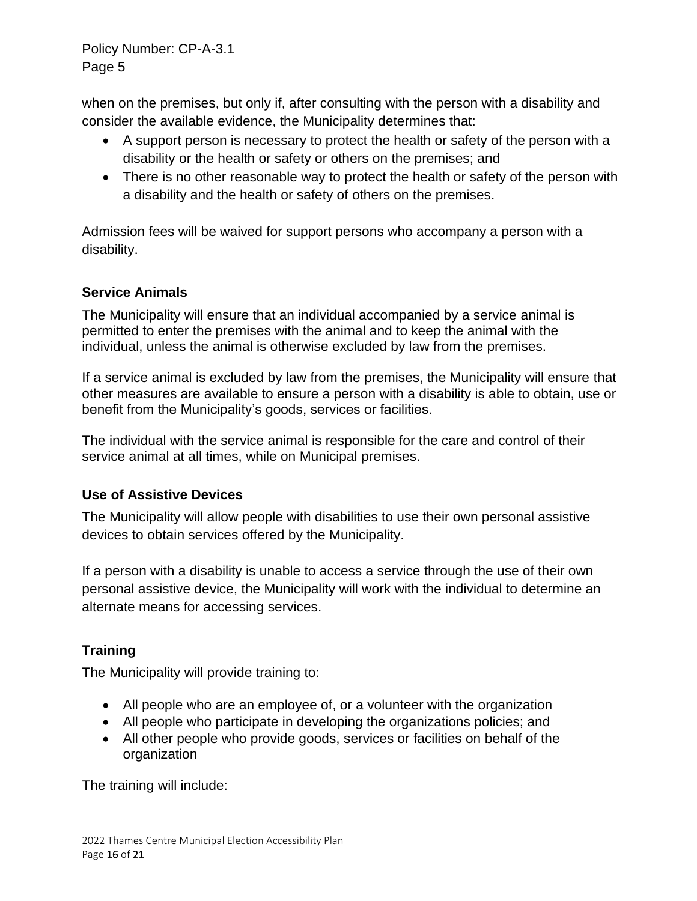when on the premises, but only if, after consulting with the person with a disability and consider the available evidence, the Municipality determines that:

- A support person is necessary to protect the health or safety of the person with a disability or the health or safety or others on the premises; and
- There is no other reasonable way to protect the health or safety of the person with a disability and the health or safety of others on the premises.

Admission fees will be waived for support persons who accompany a person with a disability.

### Service Animals

The Municipality will ensure that an individual accompanied by a service animal is permitted to enter the premises with the animal and to keep the animal with the individual, unless the animal is otherwise excluded by law from the premises.

If a service animal is excluded by law from the premises, the Municipality will ensure that other measures are available to ensure a person with a disability is able to obtain, use or benefit from the Municipality's goods, services or facilities.

The individual with the service animal is responsible for the care and control of their service animal at all times, while on Municipal premises.

### Use of Assistive Devices

The Municipality will allow people with disabilities to use their own personal assistive devices to obtain services offered by the Municipality.

If a person with a disability is unable to access a service through the use of their own personal assistive device, the Municipality will work with the individual to determine an alternate means for accessing services.

### Training

The Municipality will provide training to:

- All people who are an employee of, or a volunteer with the organization
- All people who participate in developing the organizations policies; and
- All other people who provide goods, services or facilities on behalf of the organization

The training will include: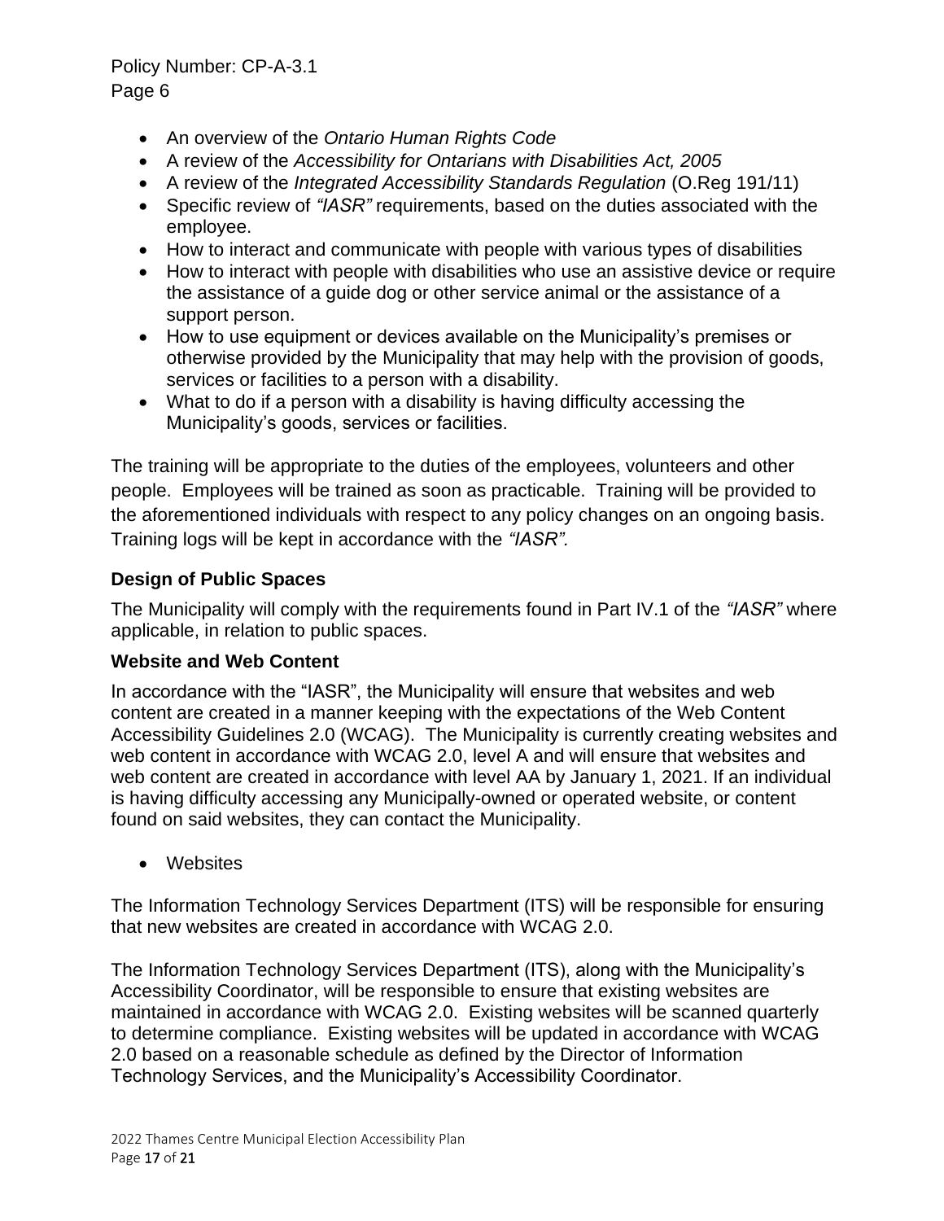- An overview of the *Ontario Human Rights Code*
- A review of the *Accessibility for Ontarians with Disabilities Act, 2005*
- A review of the *Integrated Accessibility Standards Regulation* (O.Reg 191/11)
- Specific review of *"IASR"* requirements, based on the duties associated with the employee.
- How to interact and communicate with people with various types of disabilities
- How to interact with people with disabilities who use an assistive device or require the assistance of a guide dog or other service animal or the assistance of a support person.
- How to use equipment or devices available on the Municipality's premises or otherwise provided by the Municipality that may help with the provision of goods, services or facilities to a person with a disability.
- What to do if a person with a disability is having difficulty accessing the Municipality's goods, services or facilities.

The training will be appropriate to the duties of the employees, volunteers and other people. Employees will be trained as soon as practicable. Training will be provided to the aforementioned individuals with respect to any policy changes on an ongoing basis. Training logs will be kept in accordance with the *"IASR".*

**Design of Public Spaces**

The Municipality will comply with the requirements found in Part IV.1 of the *"IASR"* where applicable, in relation to public spaces.

**Website and Web Content**

In accordance with the "IASR", the Municipality will ensure that websites and web content are created in a manner keeping with the expectations of the Web Content Accessibility Guidelines 2.0 (WCAG). The Municipality is currently creating websites and web content in accordance with WCAG 2.0, level A and will ensure that websites and web content are created in accordance with level AA by January 1, 2021. If an individual is having difficulty accessing any Municipally-owned or operated website, or content found on said websites, they can contact the Municipality.

- Websites

The Information Technology Services Department (ITS) will be responsible for ensuring that new websites are created in accordance with WCAG 2.0.

The Information Technology Services Department (ITS), along with the Municipality's Accessibility Coordinator, will be responsible to ensure that existing websites are maintained in accordance with WCAG 2.0. Existing websites will be scanned quarterly to determine compliance. Existing websites will be updated in accordance with WCAG 2.0 based on a reasonable schedule as defined by the Director of Information Technology Services, and the Municipality's Accessibility Coordinator.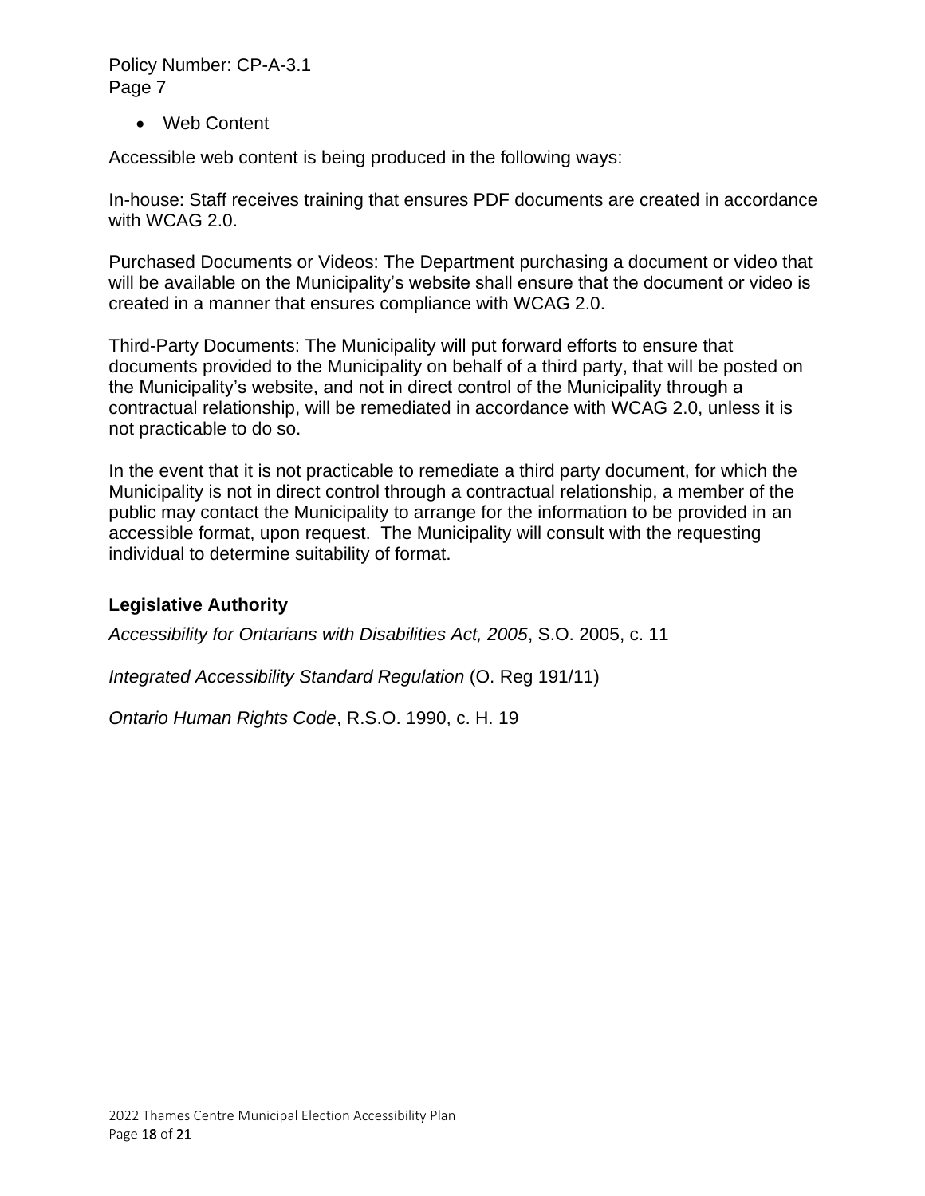- Web Content

Accessible web content is being produced in the following ways:

In-house: Staff receives training that ensures PDF documents are created in accordance with WCAG 2.0.

Purchased Documents or Videos: The Department purchasing a document or video that will be available on the Municipality's website shall ensure that the document or video is created in a manner that ensures compliance with WCAG 2.0.

Third-Party Documents: The Municipality will put forward efforts to ensure that documents provided to the Municipality on behalf of a third party, that will be posted on the Municipality's website, and not in direct control of the Municipality through a contractual relationship, will be remediated in accordance with WCAG 2.0, unless it is not practicable to do so.

In the event that it is not practicable to remediate a third party document, for which the Municipality is not in direct control through a contractual relationship, a member of the public may contact the Municipality to arrange for the information to be provided in an accessible format, upon request. The Municipality will consult with the requesting individual to determine suitability of format.

### Legislative Authority

*Accessibility for Ontarians with Disabilities Act, 2005*, S.O. 2005, c. 11

*Integrated Accessibility Standard Regulation* (O. Reg 191/11)

*Ontario Human Rights Code*, R.S.O. 1990, c. H. 19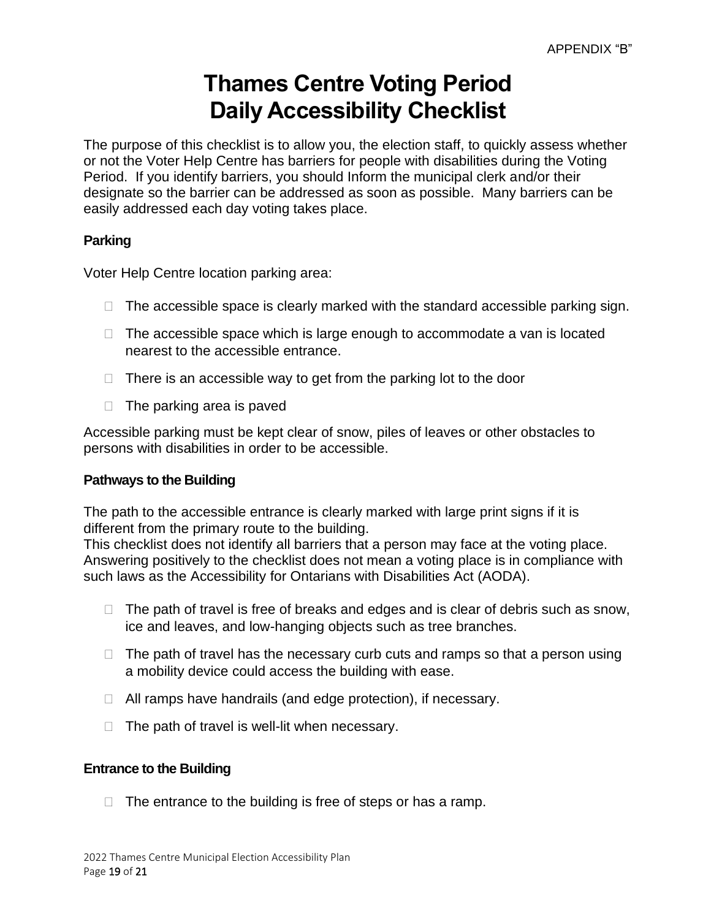APPENDIX "B"

# Thames Centre Voting Period Daily Accessibility Checklist

The purpose of this checklist is to allow you, the election staff, to quickly assess whether or not the Voter Help Centre has barriers for people with disabilities during the Voting Period. If you identify barriers, you should Inform the municipal clerk and/or their designate so the barrier can be addressed as soon as possible. Many barriers can be easily addressed each day voting takes place.

### Parking

Voter Help Centre location parking area:

- ☐ The accessible space is clearly marked with the standard accessible parking sign.
- ☐ The accessible space which is large enough to accommodate a van is located nearest to the accessible entrance.
- ☐ There is an accessible way to get from the parking lot to the door
- ☐ The parking area is paved

Accessible parking must be kept clear of snow, piles of leaves or other obstacles to persons with disabilities in order to be accessible.

### Pathways to the Building

The path to the accessible entrance is clearly marked with large print signs if it is different from the primary route to the building.
This checklist does not identify all barriers that a person may face at the voting place. Answering positively to the checklist does not mean a voting place is in compliance with such laws as the Accessibility for Ontarians with Disabilities Act (AODA).

- ☐ The path of travel is free of breaks and edges and is clear of debris such as snow, ice and leaves, and low-hanging objects such as tree branches.
- ☐ The path of travel has the necessary curb cuts and ramps so that a person using a mobility device could access the building with ease.
- ☐ All ramps have handrails (and edge protection), if necessary.
- ☐ The path of travel is well-lit when necessary.

### Entrance to the Building

- ☐ The entrance to the building is free of steps or has a ramp.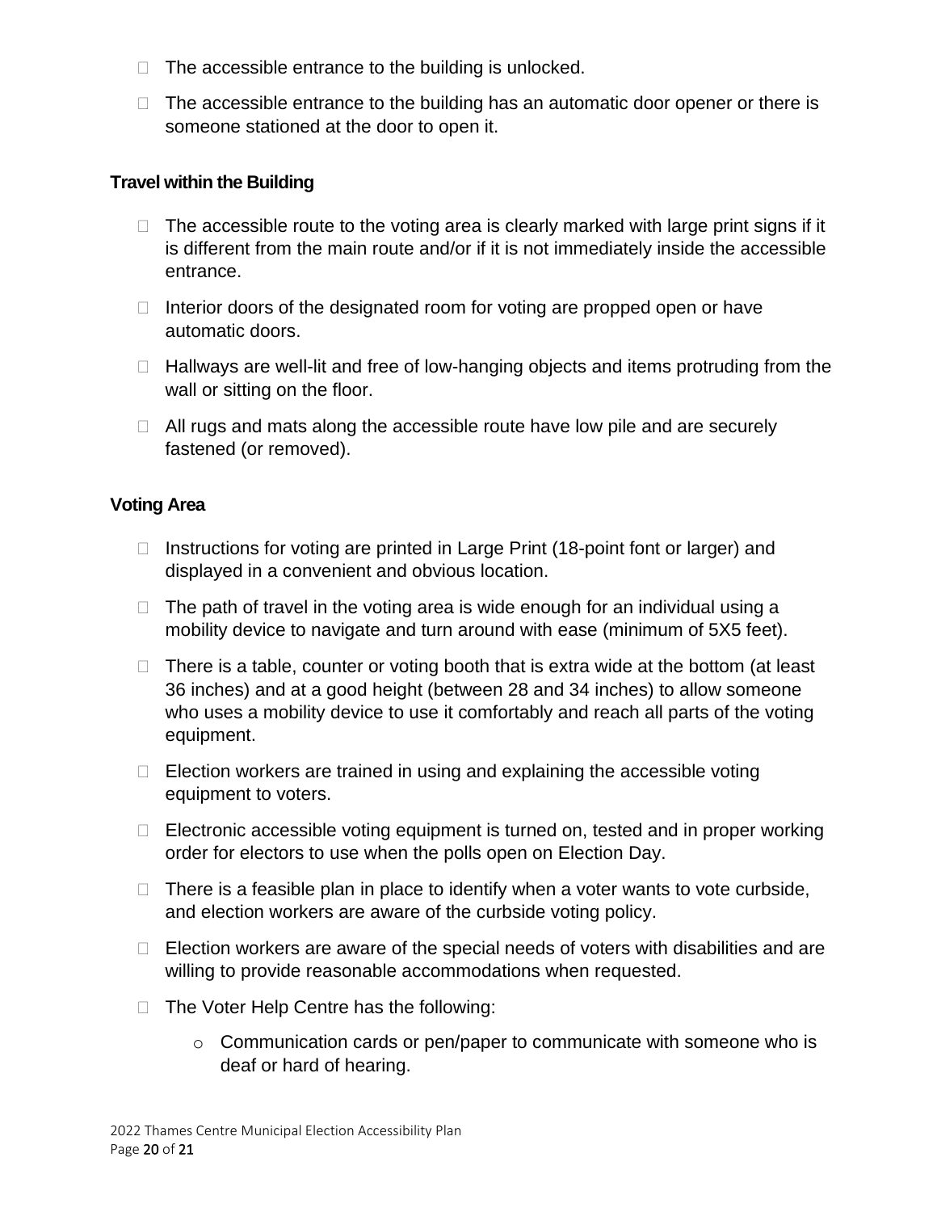- The accessible entrance to the building is unlocked.
- The accessible entrance to the building has an automatic door opener or there is someone stationed at the door to open it.

**Travel within the Building**

- The accessible route to the voting area is clearly marked with large print signs if it is different from the main route and/or if it is not immediately inside the accessible entrance.
- Interior doors of the designated room for voting are propped open or have automatic doors.
- Hallways are well-lit and free of low-hanging objects and items protruding from the wall or sitting on the floor.
- All rugs and mats along the accessible route have low pile and are securely fastened (or removed).

**Voting Area**

- Instructions for voting are printed in Large Print (18-point font or larger) and displayed in a convenient and obvious location.
- The path of travel in the voting area is wide enough for an individual using a mobility device to navigate and turn around with ease (minimum of 5X5 feet).
- There is a table, counter or voting booth that is extra wide at the bottom (at least 36 inches) and at a good height (between 28 and 34 inches) to allow someone who uses a mobility device to use it comfortably and reach all parts of the voting equipment.
- Election workers are trained in using and explaining the accessible voting equipment to voters.
- Electronic accessible voting equipment is turned on, tested and in proper working order for electors to use when the polls open on Election Day.
- There is a feasible plan in place to identify when a voter wants to vote curbside, and election workers are aware of the curbside voting policy.
- Election workers are aware of the special needs of voters with disabilities and are willing to provide reasonable accommodations when requested.
- The Voter Help Centre has the following:
  - Communication cards or pen/paper to communicate with someone who is deaf or hard of hearing.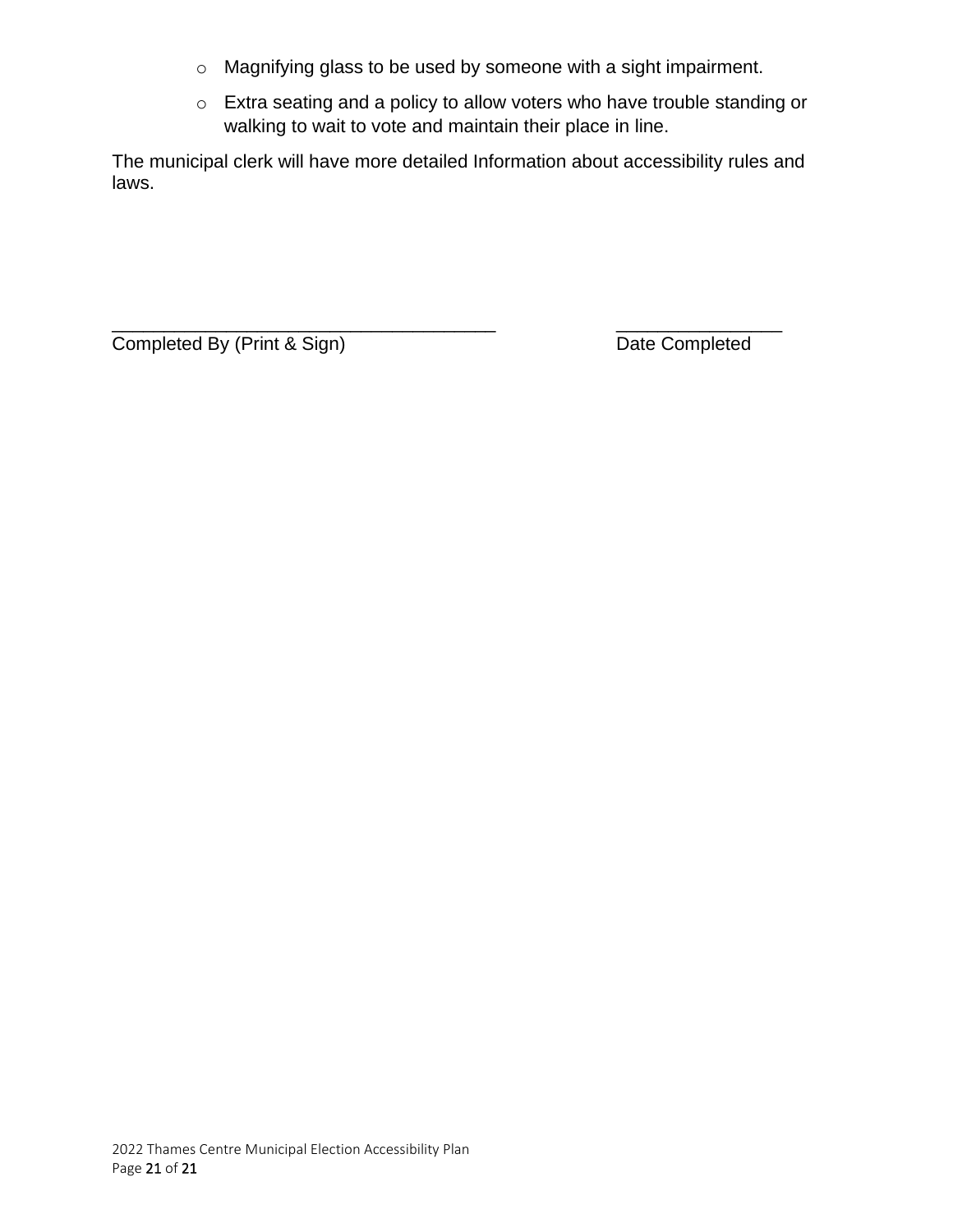- Magnifying glass to be used by someone with a sight impairment.
- Extra seating and a policy to allow voters who have trouble standing or walking to wait to vote and maintain their place in line.

The municipal clerk will have more detailed Information about accessibility rules and laws.

______________________________________ ________________

Completed By (Print & Sign) Date Completed